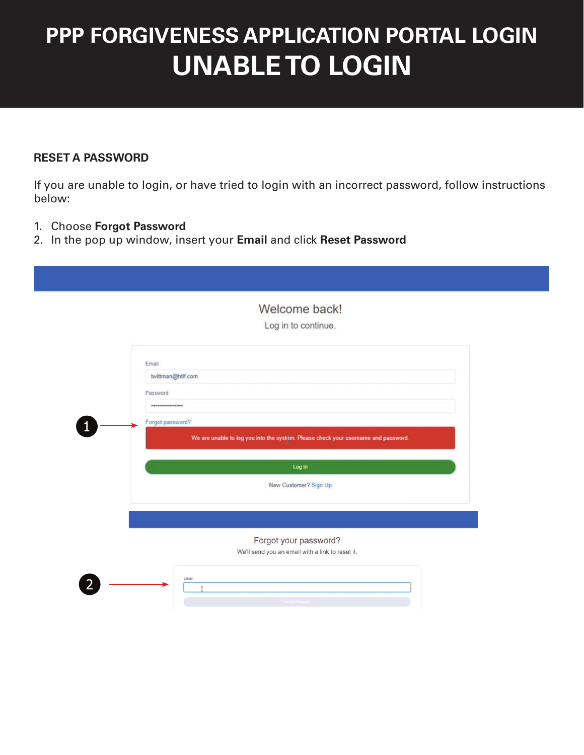# PPP FORGIVENESS APPLICATION PORTAL LOGIN

# UNABLE TO LOGIN

## RESET A PASSWORD

If you are unable to login, or have tried to login with an incorrect password, follow instructions below:

1. Choose **Forgot Password**
2. In the pop up window, insert your **Email** and click **Reset Password**

Welcome back!

Log in to continue.

Email

twittman@htlf.com

Password

Forgot password?

We are unable to log you into the system. Please check your username and password.

Log In

New Customer? Sign Up

Forgot your password?

We'll send you an email with a link to reset it.

Email

Reset Password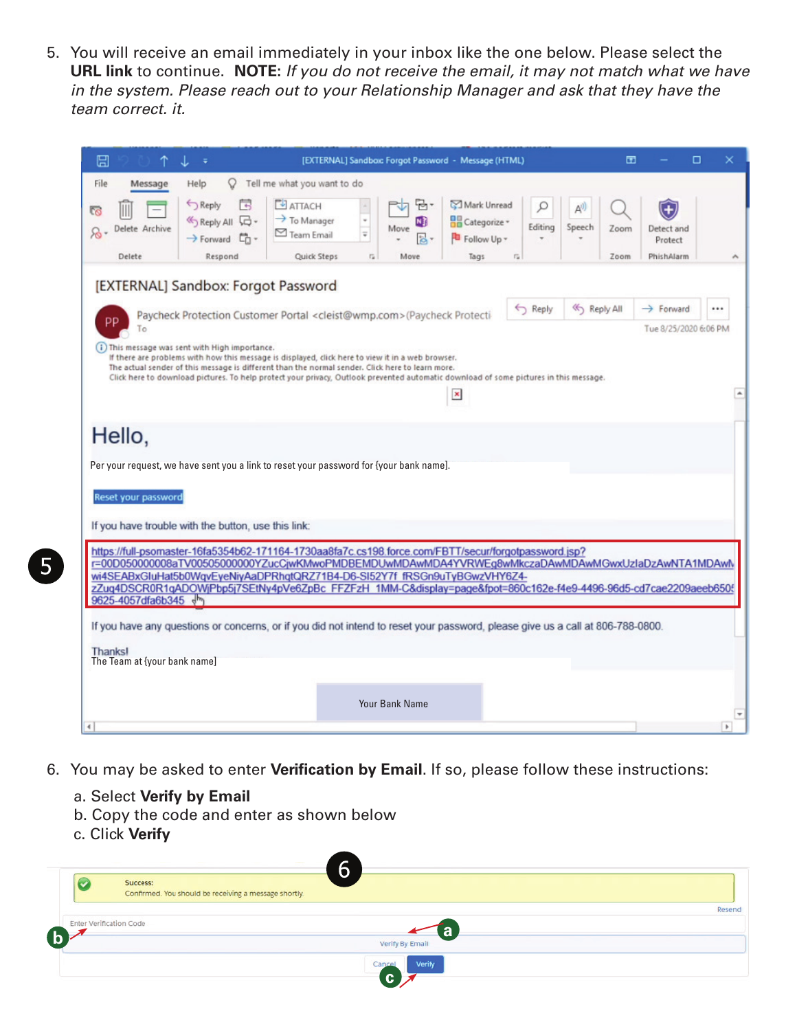5. You will receive an email immediately in your inbox like the one below. Please select the **URL link** to continue. **NOTE:** *If you do not receive the email, it may not match what we have in the system. Please reach out to your Relationship Manager and ask that they have the team correct. it.*

6. You may be asked to enter **Verification by Email**. If so, please follow these instructions:

   a. Select **Verify by Email**
   b. Copy the code and enter as shown below
   c. Click **Verify**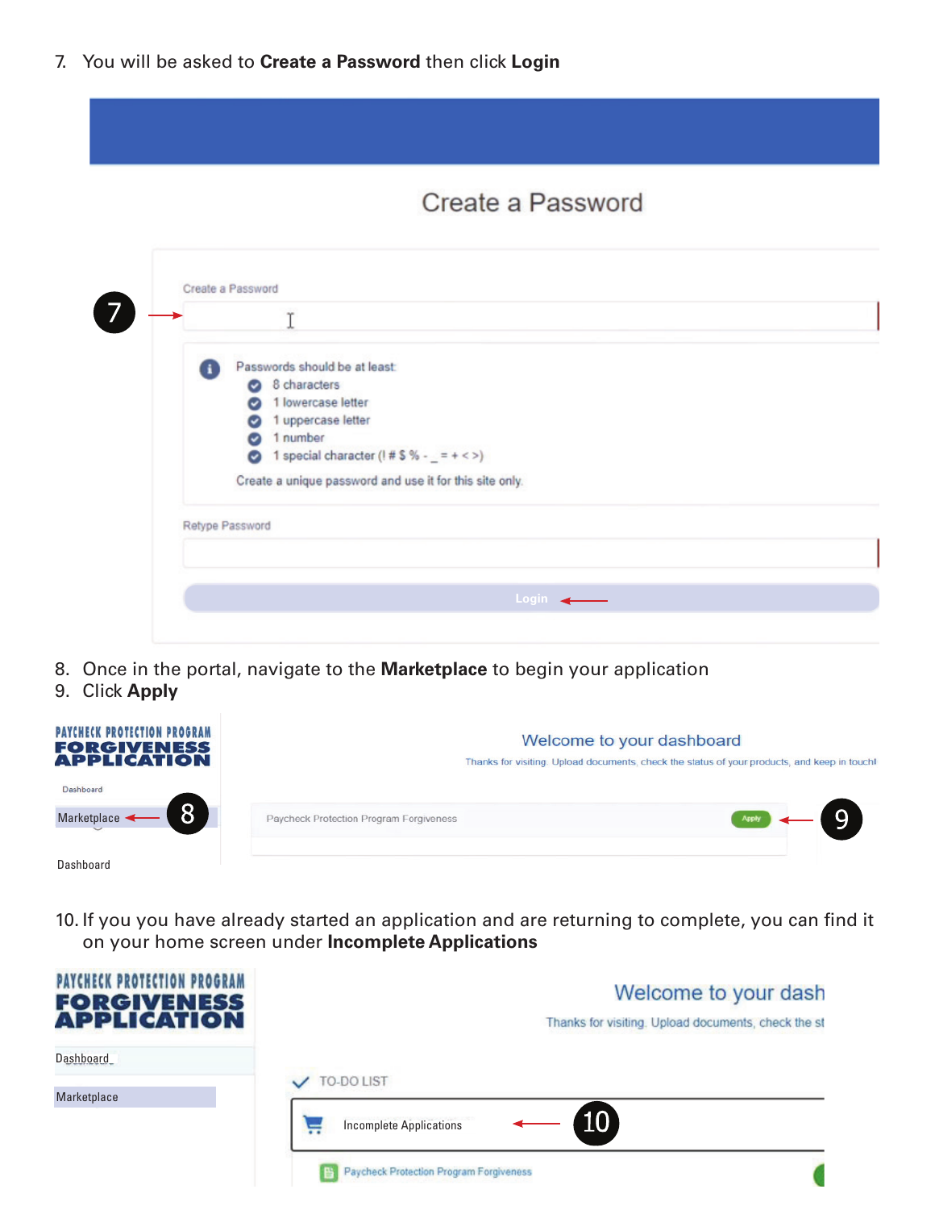7. You will be asked to **Create a Password** then click **Login**

Create a Password

Create a Password

Passwords should be at least:
- 8 characters
- 1 lowercase letter
- 1 uppercase letter
- 1 number
- 1 special character (! # $ % - _ = + < >)

Create a unique password and use it for this site only.

Retype Password

Login

8. Once in the portal, navigate to the **Marketplace** to begin your application
9. Click **Apply**

PAYCHECK PROTECTION PROGRAM FORGIVENESS APPLICATION

Dashboard

Marketplace

Dashboard

Welcome to your dashboard

Thanks for visiting. Upload documents, check the status of your products, and keep in touch!

Paycheck Protection Program Forgiveness — Apply

10. If you you have already started an application and are returning to complete, you can find it on your home screen under **Incomplete Applications**

PAYCHECK PROTECTION PROGRAM FORGIVENESS APPLICATION

Dashboard

Marketplace

Welcome to your dash

Thanks for visiting. Upload documents, check the st

TO-DO LIST

Incomplete Applications

Paycheck Protection Program Forgiveness